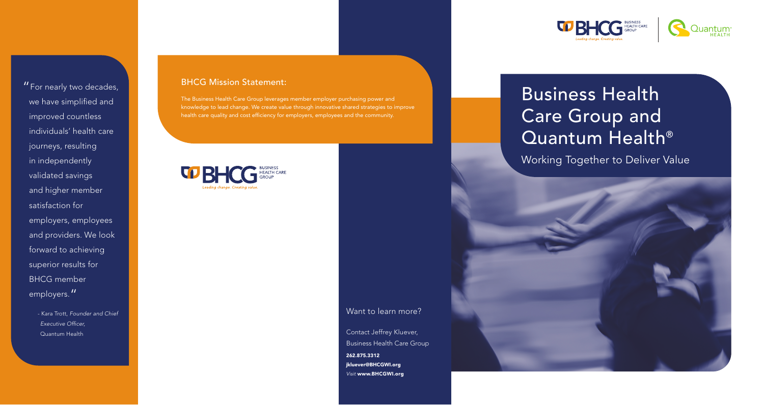"For nearly two decades, we have simplified and improved countless individuals' health care journeys, resulting in independently validated savings and higher member satisfaction for employers, employees and providers. We look forward to achieving superior results for BHCG member employers."

- Kara Trott, *Founder and Chief Executive Officer*, Quantum Health

## BHCG Mission Statement:

The Business Health Care Group leverages member employer purchasing power and knowledge to lead change. We create value through innovative shared strategies to improve health care quality and cost efficiency for employers, employees and the community.

BHCG BUSINESS HEALTH CARE GROUP
*Leading change. Creating value.*

Want to learn more?

Contact Jeffrey Kluever,
Business Health Care Group
**262.875.3312**
**jkluever@BHCGWI.org**
*Visit* **www.BHCGWI.org**

BHCG BUSINESS HEALTH CARE GROUP
*Leading change. Creating value.*

Quantum HEALTH

# Business Health Care Group and Quantum Health®

Working Together to Deliver Value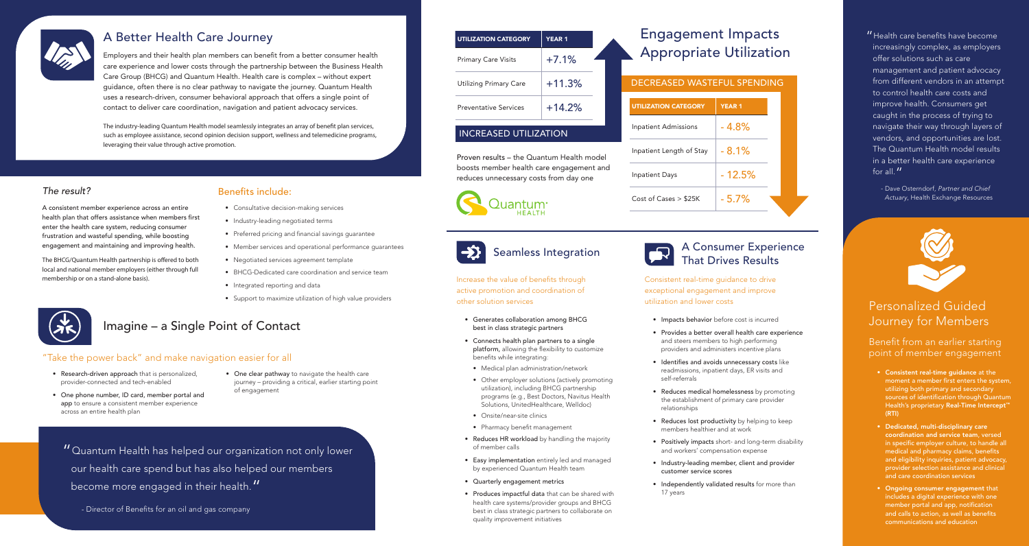## A Better Health Care Journey

Employers and their health plan members can benefit from a better consumer health care experience and lower costs through the partnership between the Business Health Care Group (BHCG) and Quantum Health. Health care is complex – without expert guidance, often there is no clear pathway to navigate the journey. Quantum Health uses a research-driven, consumer behavioral approach that offers a single point of contact to deliver care coordination, navigation and patient advocacy services.

The industry-leading Quantum Health model seamlessly integrates an array of benefit plan services, such as employee assistance, second opinion decision support, wellness and telemedicine programs, leveraging their value through active promotion.

*The result?*

A consistent member experience across an entire health plan that offers assistance when members first enter the health care system, reducing consumer frustration and wasteful spending, while boosting engagement and maintaining and improving health.

The BHCG/Quantum Health partnership is offered to both local and national member employers (either through full membership or on a stand-alone basis).

### Benefits include:

- Consultative decision-making services
- Industry-leading negotiated terms
- Preferred pricing and financial savings guarantee
- Member services and operational performance guarantees
- Negotiated services agreement template
- BHCG-Dedicated care coordination and service team
- Integrated reporting and data
- Support to maximize utilization of high value providers

## Imagine – a Single Point of Contact

### "Take the power back" and make navigation easier for all

- **Research-driven approach** that is personalized, provider-connected and tech-enabled
- **One phone number, ID card, member portal and app** to ensure a consistent member experience across an entire health plan
- **One clear pathway** to navigate the health care journey – providing a critical, earlier starting point of engagement

"Quantum Health has helped our organization not only lower our health care spend but has also helped our members become more engaged in their health."

- Director of Benefits for an oil and gas company

## Engagement Impacts Appropriate Utilization

| UTILIZATION CATEGORY | YEAR 1 |
|---|---|
| Primary Care Visits | +7.1% |
| Utilizing Primary Care | +11.3% |
| Preventative Services | +14.2% |

INCREASED UTILIZATION

### DECREASED WASTEFUL SPENDING

| UTILIZATION CATEGORY | YEAR 1 |
|---|---|
| Inpatient Admissions | - 4.8% |
| Inpatient Length of Stay | - 8.1% |
| Inpatient Days | - 12.5% |
| Cost of Cases > $25K | - 5.7% |

Proven results – the Quantum Health model boosts member health care engagement and reduces unnecessary costs from day one

Quantum HEALTH

## Seamless Integration

Increase the value of benefits through active promotion and coordination of other solution services

- **Generates collaboration among BHCG best in class strategic partners**
- **Connects health plan partners to a single platform,** allowing the flexibility to customize benefits while integrating:
  - Medical plan administration/network
  - Other employer solutions (actively promoting utilization), including BHCG partnership programs (e.g., Best Doctors, Navitus Health Solutions, UnitedHealthcare, Welldoc)
  - Onsite/near-site clinics
  - Pharmacy benefit management
- **Reduces HR workload** by handling the majority of member calls
- **Easy implementation** entirely led and managed by experienced Quantum Health team
- **Quarterly engagement metrics**
- **Produces impactful data** that can be shared with health care systems/provider groups and BHCG best in class strategic partners to collaborate on quality improvement initiatives

## A Consumer Experience That Drives Results

Consistent real-time guidance to drive exceptional engagement and improve utilization and lower costs

- **Impacts behavior** before cost is incurred
- **Provides a better overall health care experience** and steers members to high performing providers and administers incentive plans
- **Identifies and avoids unnecessary costs** like readmissions, inpatient days, ER visits and self-referrals
- **Reduces medical homelessness** by promoting the establishment of primary care provider relationships
- **Reduces lost productivity** by helping to keep members healthier and at work
- **Positively impacts** short- and long-term disability and workers' compensation expense
- **Industry-leading member, client and provider customer service scores**
- **Independently validated results** for more than 17 years

"Health care benefits have become increasingly complex, as employers offer solutions such as care management and patient advocacy from different vendors in an attempt to control health care costs and improve health. Consumers get caught in the process of trying to navigate their way through layers of vendors, and opportunities are lost. The Quantum Health model results in a better health care experience for all."

- Dave Osterndorf, *Partner and Chief Actuary*, Health Exchange Resources

## Personalized Guided Journey for Members

### Benefit from an earlier starting point of member engagement

- **Consistent real-time guidance** at the moment a member first enters the system, utilizing both primary and secondary sources of identification through Quantum Health's proprietary **Real-Time Intercept™ (RTI)**
- **Dedicated, multi-disciplinary care coordination and service team**, versed in specific employer culture, to handle all medical and pharmacy claims, benefits and eligibility inquiries, patient advocacy, provider selection assistance and clinical and care coordination services
- **Ongoing consumer engagement** that includes a digital experience with one member portal and app, notification and calls to action, as well as benefits communications and education